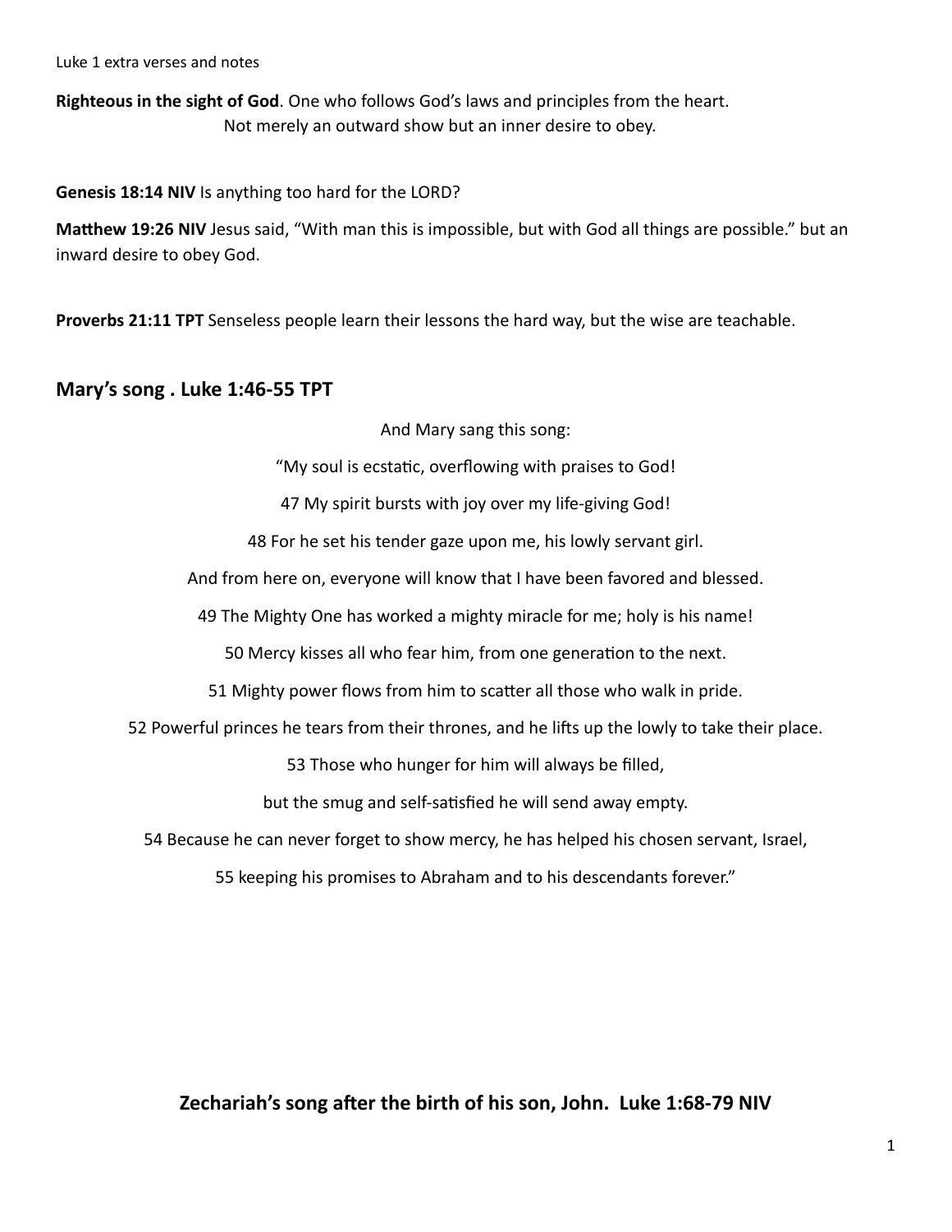Luke 1 extra verses and notes

**Righteous in the sight of God**. One who follows God's laws and principles from the heart.
Not merely an outward show but an inner desire to obey.

**Genesis 18:14 NIV** Is anything too hard for the LORD?

**Matthew 19:26 NIV** Jesus said, "With man this is impossible, but with God all things are possible." but an inward desire to obey God.

**Proverbs 21:11 TPT** Senseless people learn their lessons the hard way, but the wise are teachable.

## Mary's song . Luke 1:46-55 TPT

And Mary sang this song:

"My soul is ecstatic, overflowing with praises to God!

47 My spirit bursts with joy over my life-giving God!

48 For he set his tender gaze upon me, his lowly servant girl.

And from here on, everyone will know that I have been favored and blessed.

49 The Mighty One has worked a mighty miracle for me; holy is his name!

50 Mercy kisses all who fear him, from one generation to the next.

51 Mighty power flows from him to scatter all those who walk in pride.

52 Powerful princes he tears from their thrones, and he lifts up the lowly to take their place.

53 Those who hunger for him will always be filled,

but the smug and self-satisfied he will send away empty.

54 Because he can never forget to show mercy, he has helped his chosen servant, Israel,

55 keeping his promises to Abraham and to his descendants forever."

## Zechariah's song after the birth of his son, John. Luke 1:68-79 NIV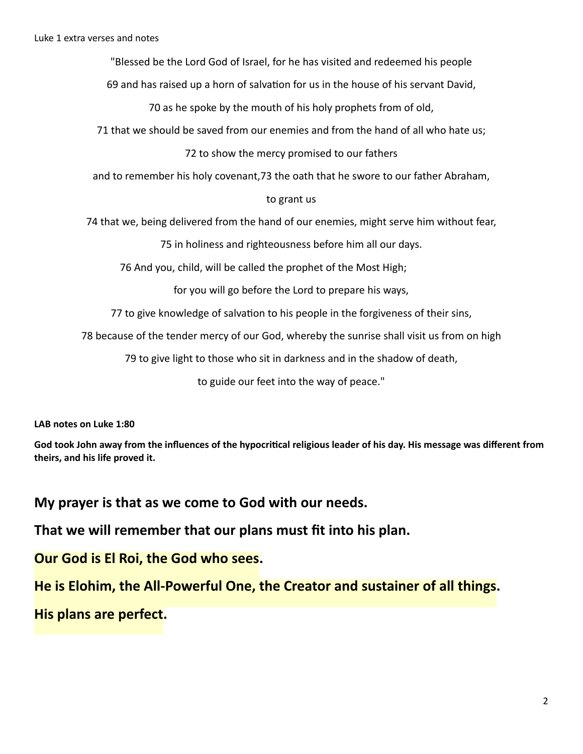Luke 1 extra verses and notes

"Blessed be the Lord God of Israel, for he has visited and redeemed his people

69 and has raised up a horn of salvation for us in the house of his servant David,

70 as he spoke by the mouth of his holy prophets from of old,

71 that we should be saved from our enemies and from the hand of all who hate us;

72 to show the mercy promised to our fathers

and to remember his holy covenant,73 the oath that he swore to our father Abraham,

to grant us

74 that we, being delivered from the hand of our enemies, might serve him without fear,

75 in holiness and righteousness before him all our days.

76 And you, child, will be called the prophet of the Most High;

for you will go before the Lord to prepare his ways,

77 to give knowledge of salvation to his people in the forgiveness of their sins,

78 because of the tender mercy of our God, whereby the sunrise shall visit us from on high

79 to give light to those who sit in darkness and in the shadow of death,

to guide our feet into the way of peace."

**LAB notes on Luke 1:80**

**God took John away from the influences of the hypocritical religious leader of his day. His message was different from theirs, and his life proved it.**

**My prayer is that as we come to God with our needs.**

**That we will remember that our plans must fit into his plan.**

**Our God is El Roi, the God who sees.**

**He is Elohim, the All-Powerful One, the Creator and sustainer of all things.**

**His plans are perfect.**